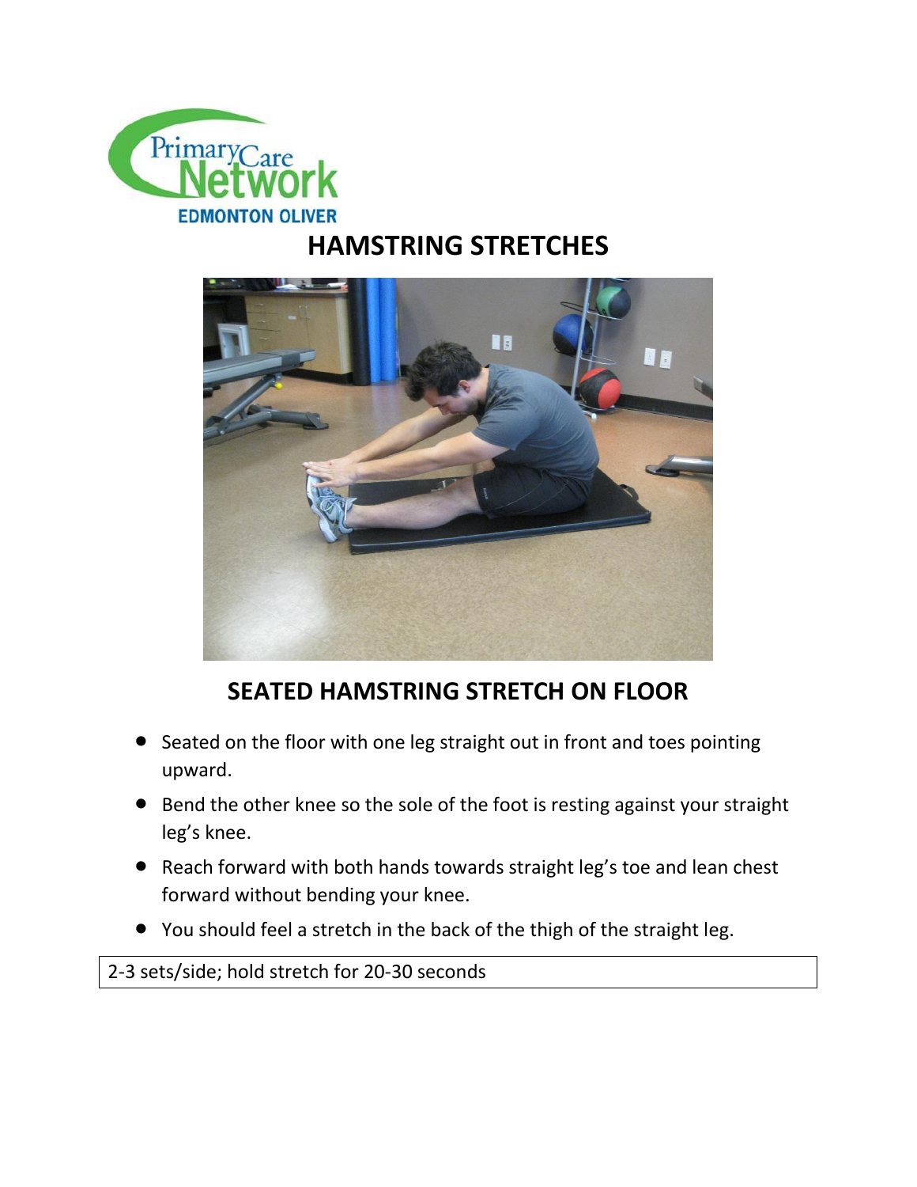Primary Care Network
EDMONTON OLIVER

# HAMSTRING STRETCHES

## SEATED HAMSTRING STRETCH ON FLOOR

- Seated on the floor with one leg straight out in front and toes pointing upward.
- Bend the other knee so the sole of the foot is resting against your straight leg's knee.
- Reach forward with both hands towards straight leg's toe and lean chest forward without bending your knee.
- You should feel a stretch in the back of the thigh of the straight leg.

| 2-3 sets/side; hold stretch for 20-30 seconds |
|---|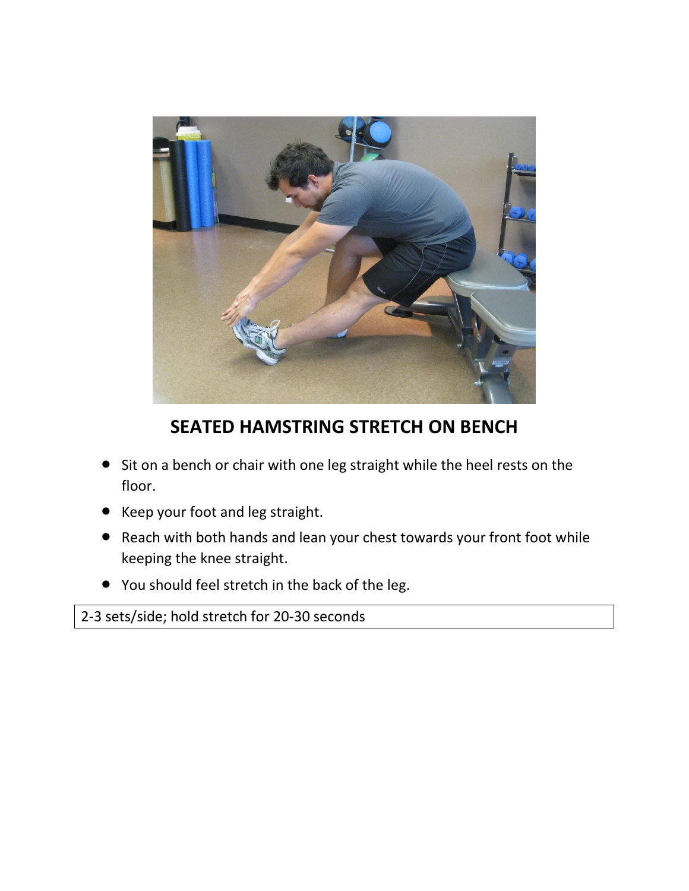## SEATED HAMSTRING STRETCH ON BENCH

- Sit on a bench or chair with one leg straight while the heel rests on the floor.
- Keep your foot and leg straight.
- Reach with both hands and lean your chest towards your front foot while keeping the knee straight.
- You should feel stretch in the back of the leg.

| 2-3 sets/side; hold stretch for 20-30 seconds |
| --- |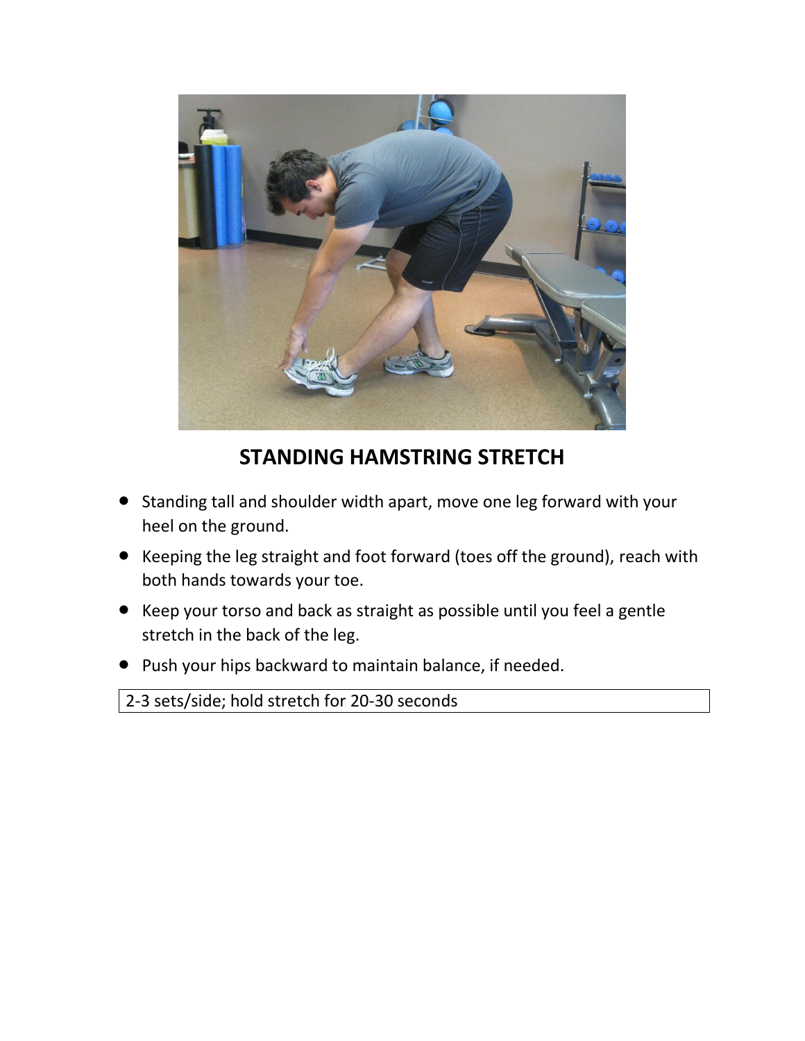## STANDING HAMSTRING STRETCH

- Standing tall and shoulder width apart, move one leg forward with your heel on the ground.
- Keeping the leg straight and foot forward (toes off the ground), reach with both hands towards your toe.
- Keep your torso and back as straight as possible until you feel a gentle stretch in the back of the leg.
- Push your hips backward to maintain balance, if needed.

| |
|---|
| 2-3 sets/side; hold stretch for 20-30 seconds |